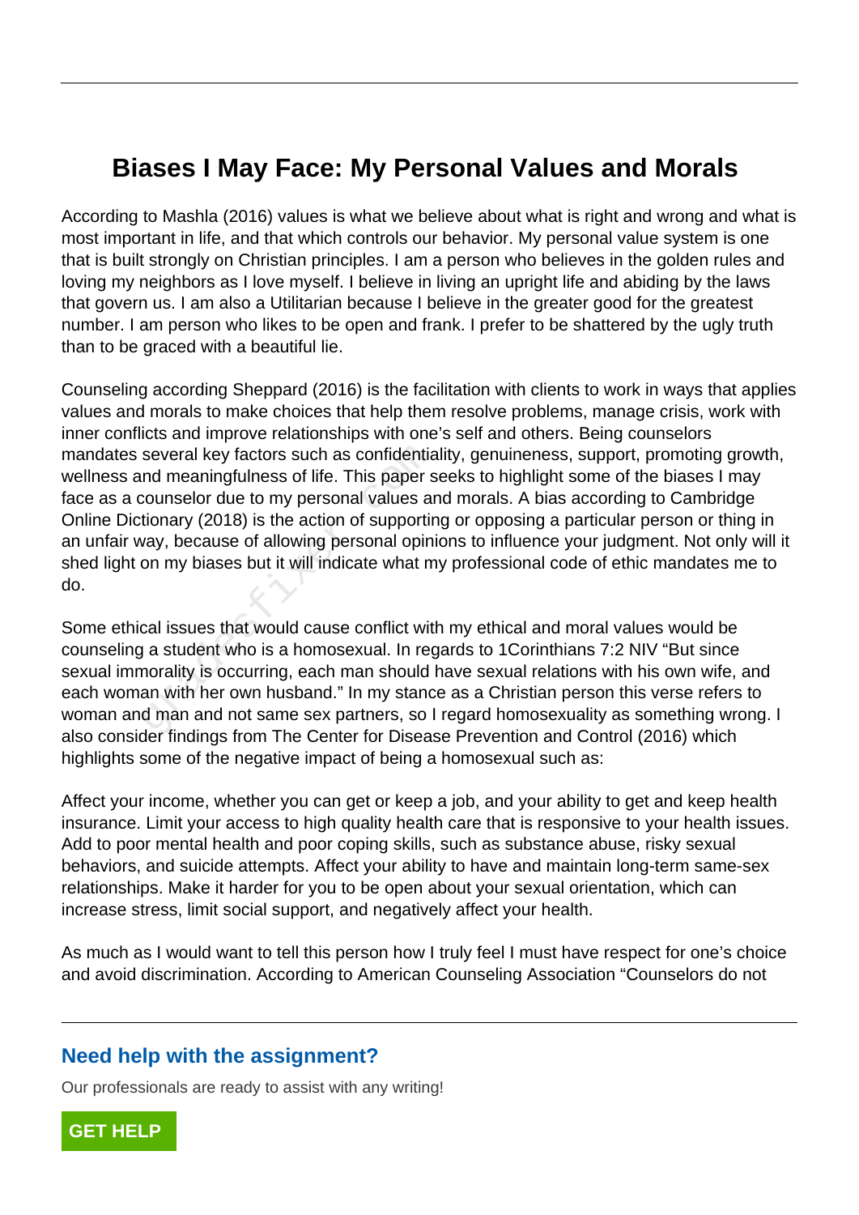# Biases I May Face: My Personal Values and Morals

According to Mashla (2016) values is what we believe about what is right and wrong and what is most important in life, and that which controls our behavior. My personal value system is one that is built strongly on Christian principles. I am a person who believes in the golden rules and loving my neighbors as I love myself. I believe in living an upright life and abiding by the laws that govern us. I am also a Utilitarian because I believe in the greater good for the greatest number. I am person who likes to be open and frank. I prefer to be shattered by the ugly truth than to be graced with a beautiful lie.

Counseling according Sheppard (2016) is the facilitation with clients to work in ways that applies values and morals to make choices that help them resolve problems, manage crisis, work with inner conflicts and improve relationships with one's self and others. Being counselors mandates several key factors such as confidentiality, genuineness, support, promoting growth, wellness and meaningfulness of life. This paper seeks to highlight some of the biases I may face as a counselor due to my personal values and morals. A bias according to Cambridge Online Dictionary (2018) is the action of supporting or opposing a particular person or thing in an unfair way, because of allowing personal opinions to influence your judgment. Not only will it shed light on my biases but it will indicate what my professional code of ethic mandates me to do.

Some ethical issues that would cause conflict with my ethical and moral values would be counseling a student who is a homosexual. In regards to 1Corinthians 7:2 NIV "But since sexual immorality is occurring, each man should have sexual relations with his own wife, and each woman with her own husband." In my stance as a Christian person this verse refers to woman and man and not same sex partners, so I regard homosexuality as something wrong. I also consider findings from The Center for Disease Prevention and Control (2016) which highlights some of the negative impact of being a homosexual such as:

Affect your income, whether you can get or keep a job, and your ability to get and keep health insurance. Limit your access to high quality health care that is responsive to your health issues. Add to poor mental health and poor coping skills, such as substance abuse, risky sexual behaviors, and suicide attempts. Affect your ability to have and maintain long-term same-sex relationships. Make it harder for you to be open about your sexual orientation, which can increase stress, limit social support, and negatively affect your health.

As much as I would want to tell this person how I truly feel I must have respect for one's choice and avoid discrimination. According to American Counseling Association "Counselors do not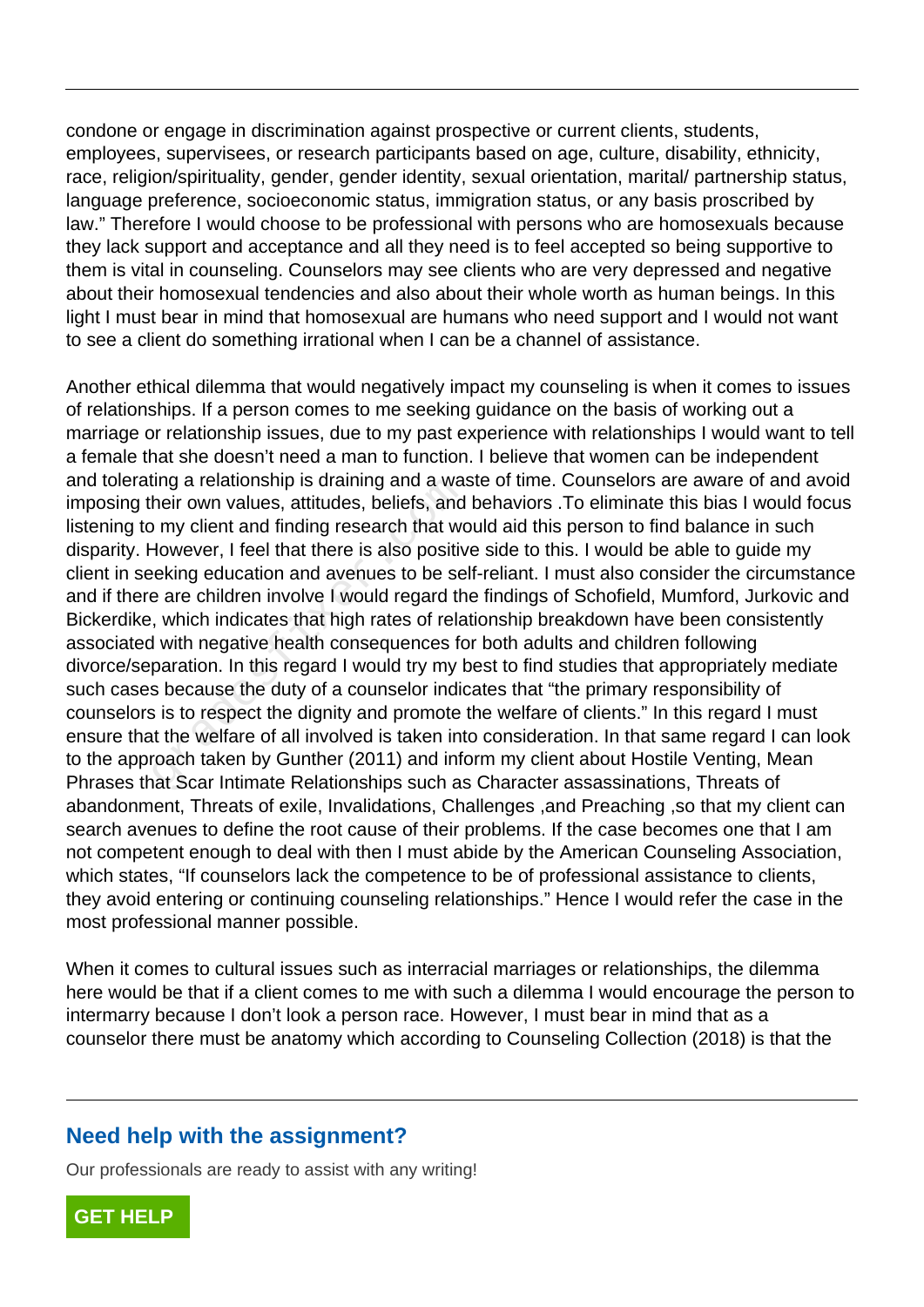condone or engage in discrimination against prospective or current clients, students, employees, supervisees, or research participants based on age, culture, disability, ethnicity, race, religion/spirituality, gender, gender identity, sexual orientation, marital/ partnership status, language preference, socioeconomic status, immigration status, or any basis proscribed by law." Therefore I would choose to be professional with persons who are homosexuals because they lack support and acceptance and all they need is to feel accepted so being supportive to them is vital in counseling. Counselors may see clients who are very depressed and negative about their homosexual tendencies and also about their whole worth as human beings. In this light I must bear in mind that homosexual are humans who need support and I would not want to see a client do something irrational when I can be a channel of assistance.

Another ethical dilemma that would negatively impact my counseling is when it comes to issues of relationships. If a person comes to me seeking guidance on the basis of working out a marriage or relationship issues, due to my past experience with relationships I would want to tell a female that she doesn't need a man to function. I believe that women can be independent and tolerating a relationship is draining and a waste of time. Counselors are aware of and avoid imposing their own values, attitudes, beliefs, and behaviors .To eliminate this bias I would focus listening to my client and finding research that would aid this person to find balance in such disparity. However, I feel that there is also positive side to this. I would be able to guide my client in seeking education and avenues to be self-reliant. I must also consider the circumstance and if there are children involve I would regard the findings of Schofield, Mumford, Jurkovic and Bickerdike, which indicates that high rates of relationship breakdown have been consistently associated with negative health consequences for both adults and children following divorce/separation. In this regard I would try my best to find studies that appropriately mediate such cases because the duty of a counselor indicates that "the primary responsibility of counselors is to respect the dignity and promote the welfare of clients." In this regard I must ensure that the welfare of all involved is taken into consideration. In that same regard I can look to the approach taken by Gunther (2011) and inform my client about Hostile Venting, Mean Phrases that Scar Intimate Relationships such as Character assassinations, Threats of abandonment, Threats of exile, Invalidations, Challenges ,and Preaching ,so that my client can search avenues to define the root cause of their problems. If the case becomes one that I am not competent enough to deal with then I must abide by the American Counseling Association, which states, "If counselors lack the competence to be of professional assistance to clients, they avoid entering or continuing counseling relationships." Hence I would refer the case in the most professional manner possible.

When it comes to cultural issues such as interracial marriages or relationships, the dilemma here would be that if a client comes to me with such a dilemma I would encourage the person to intermarry because I don't look a person race. However, I must bear in mind that as a counselor there must be anatomy which according to Counseling Collection (2018) is that the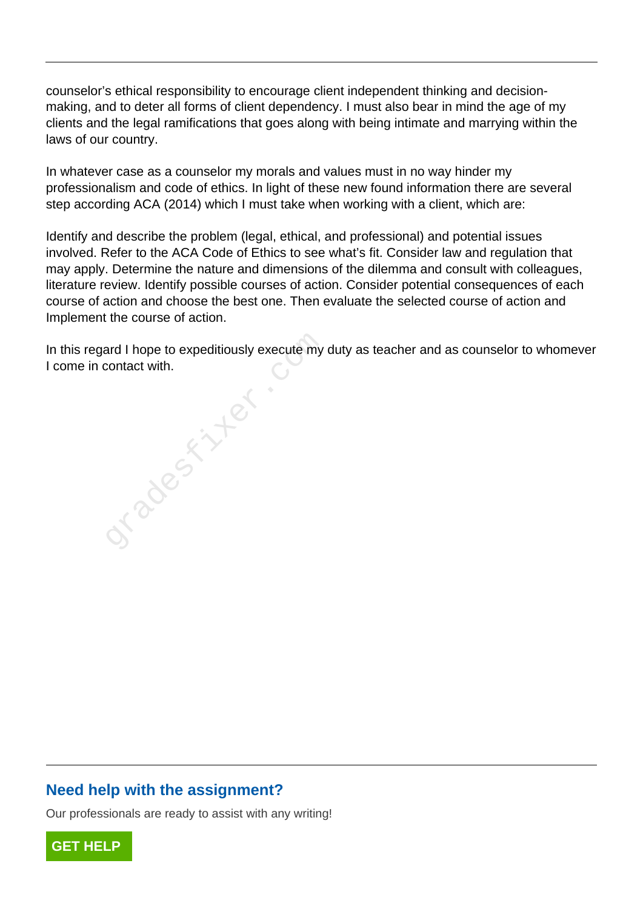counselor's ethical responsibility to encourage client independent thinking and decision-making, and to deter all forms of client dependency. I must also bear in mind the age of my clients and the legal ramifications that goes along with being intimate and marrying within the laws of our country.

In whatever case as a counselor my morals and values must in no way hinder my professionalism and code of ethics. In light of these new found information there are several step according ACA (2014) which I must take when working with a client, which are:

Identify and describe the problem (legal, ethical, and professional) and potential issues involved. Refer to the ACA Code of Ethics to see what's fit. Consider law and regulation that may apply. Determine the nature and dimensions of the dilemma and consult with colleagues, literature review. Identify possible courses of action. Consider potential consequences of each course of action and choose the best one. Then evaluate the selected course of action and Implement the course of action.

In this regard I hope to expeditiously execute my duty as teacher and as counselor to whomever I come in contact with.